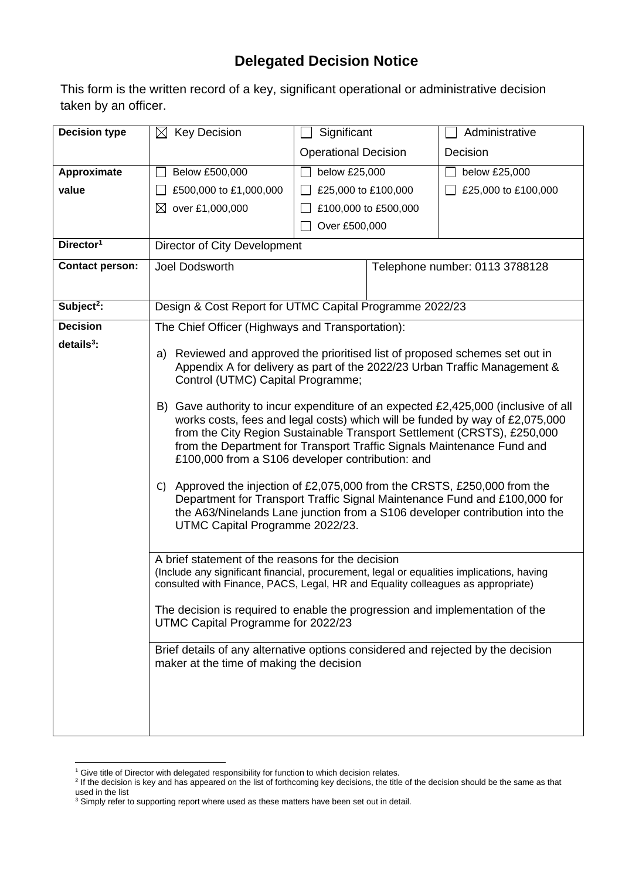# Delegated Decision Notice

This form is the written record of a key, significant operational or administrative decision taken by an officer.

| | | | |
|---|---|---|---|
| **Decision type** | ☒ Key Decision | ☐ Significant Operational Decision | ☐ Administrative Decision |
| **Approximate value** | ☐ Below £500,000<br>☐ £500,000 to £1,000,000<br>☒ over £1,000,000 | ☐ below £25,000<br>☐ £25,000 to £100,000<br>☐ £100,000 to £500,000<br>☐ Over £500,000 | ☐ below £25,000<br>☐ £25,000 to £100,000 |
| **Director[1]** | Director of City Development | | |
| **Contact person:** | Joel Dodsworth | Telephone number: 0113 3788128 | |
| **Subject[2]:** | Design & Cost Report for UTMC Capital Programme 2022/23 | | |
| **Decision details[3]:** | The Chief Officer (Highways and Transportation):<br><br>a) Reviewed and approved the prioritised list of proposed schemes set out in Appendix A for delivery as part of the 2022/23 Urban Traffic Management & Control (UTMC) Capital Programme;<br><br>B) Gave authority to incur expenditure of an expected £2,425,000 (inclusive of all works costs, fees and legal costs) which will be funded by way of £2,075,000 from the City Region Sustainable Transport Settlement (CRSTS), £250,000 from the Department for Transport Traffic Signals Maintenance Fund and £100,000 from a S106 developer contribution: and<br><br>C) Approved the injection of £2,075,000 from the CRSTS, £250,000 from the Department for Transport Traffic Signal Maintenance Fund and £100,000 for the A63/Ninelands Lane junction from a S106 developer contribution into the UTMC Capital Programme 2022/23. | | |
| | A brief statement of the reasons for the decision<br>(Include any significant financial, procurement, legal or equalities implications, having consulted with Finance, PACS, Legal, HR and Equality colleagues as appropriate)<br><br>The decision is required to enable the progression and implementation of the UTMC Capital Programme for 2022/23 | | |
| | Brief details of any alternative options considered and rejected by the decision maker at the time of making the decision | | |

[1] Give title of Director with delegated responsibility for function to which decision relates.

[2] If the decision is key and has appeared on the list of forthcoming key decisions, the title of the decision should be the same as that used in the list

[3] Simply refer to supporting report where used as these matters have been set out in detail.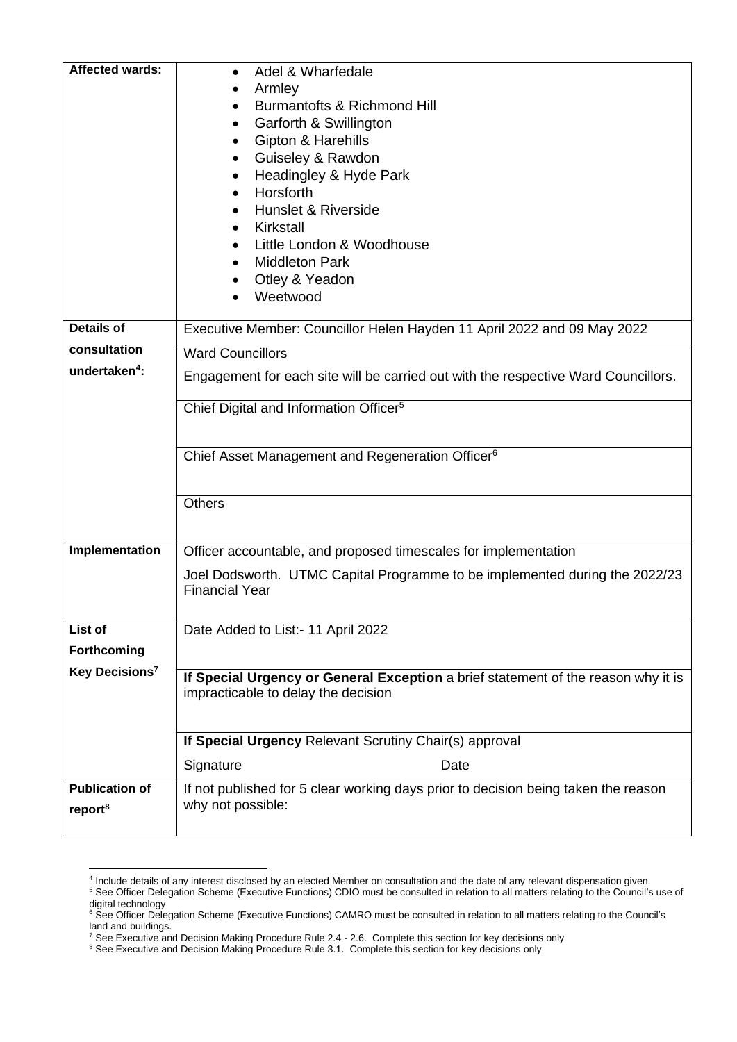| | |
|---|---|
| **Affected wards:** | • Adel & Wharfedale<br>• Armley<br>• Burmantofts & Richmond Hill<br>• Garforth & Swillington<br>• Gipton & Harehills<br>• Guiseley & Rawdon<br>• Headingley & Hyde Park<br>• Horsforth<br>• Hunslet & Riverside<br>• Kirkstall<br>• Little London & Woodhouse<br>• Middleton Park<br>• Otley & Yeadon<br>• Weetwood |
| **Details of consultation undertaken[4]:** | Executive Member: Councillor Helen Hayden 11 April 2022 and 09 May 2022 |
| | Ward Councillors<br>Engagement for each site will be carried out with the respective Ward Councillors. |
| | Chief Digital and Information Officer[5] |
| | Chief Asset Management and Regeneration Officer[6] |
| | Others |
| **Implementation** | Officer accountable, and proposed timescales for implementation<br>Joel Dodsworth. UTMC Capital Programme to be implemented during the 2022/23 Financial Year |
| **List of Forthcoming Key Decisions[7]** | Date Added to List:- 11 April 2022 |
| | **If Special Urgency or General Exception** a brief statement of the reason why it is impracticable to delay the decision |
| | **If Special Urgency** Relevant Scrutiny Chair(s) approval<br>Signature Date |
| **Publication of report[8]** | If not published for 5 clear working days prior to decision being taken the reason why not possible: |

[4] Include details of any interest disclosed by an elected Member on consultation and the date of any relevant dispensation given.

[5] See Officer Delegation Scheme (Executive Functions) CDIO must be consulted in relation to all matters relating to the Council's use of digital technology

[6] See Officer Delegation Scheme (Executive Functions) CAMRO must be consulted in relation to all matters relating to the Council's land and buildings.

[7] See Executive and Decision Making Procedure Rule 2.4 - 2.6. Complete this section for key decisions only

[8] See Executive and Decision Making Procedure Rule 3.1. Complete this section for key decisions only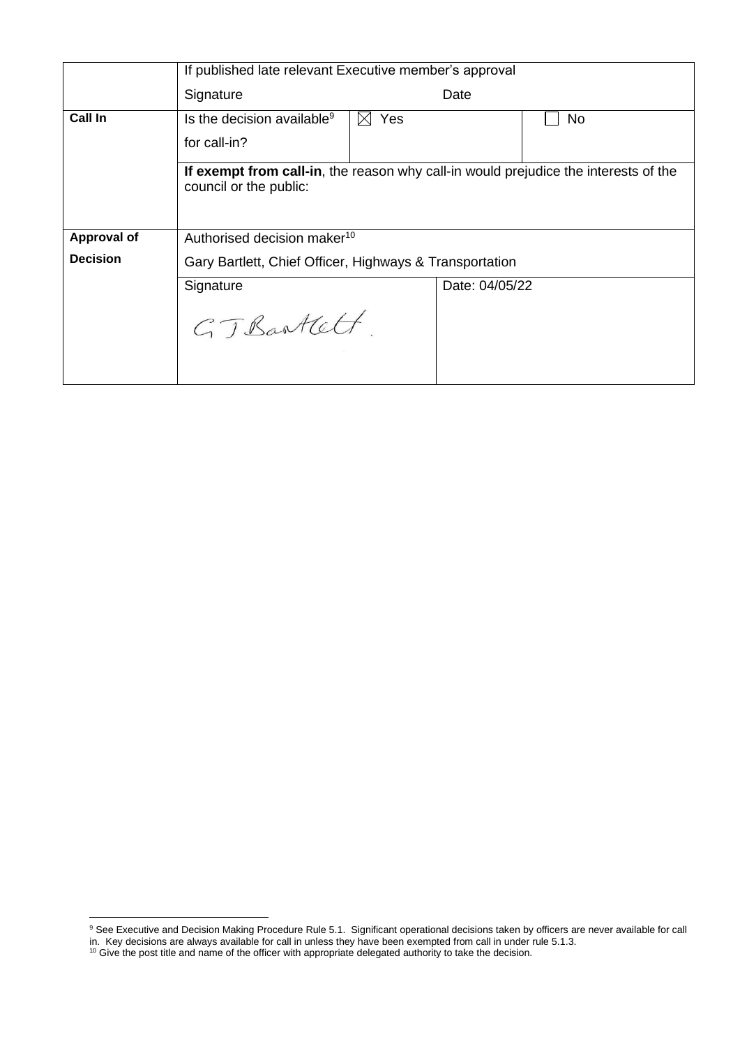| | | | | |
|---|---|---|---|---|
| | If published late relevant Executive member's approval<br>Signature | | Date | |
| **Call In** | Is the decision available[9] for call-in? | ☒ Yes | | ☐ No |
| | **If exempt from call-in**, the reason why call-in would prejudice the interests of the council or the public: | | | |
| **Approval of Decision** | Authorised decision maker[10]<br>Gary Bartlett, Chief Officer, Highways & Transportation | | | |
| | Signature<br>G J Bartlett | | Date: 04/05/22 | |

[9] See Executive and Decision Making Procedure Rule 5.1. Significant operational decisions taken by officers are never available for call in. Key decisions are always available for call in unless they have been exempted from call in under rule 5.1.3.

[10] Give the post title and name of the officer with appropriate delegated authority to take the decision.